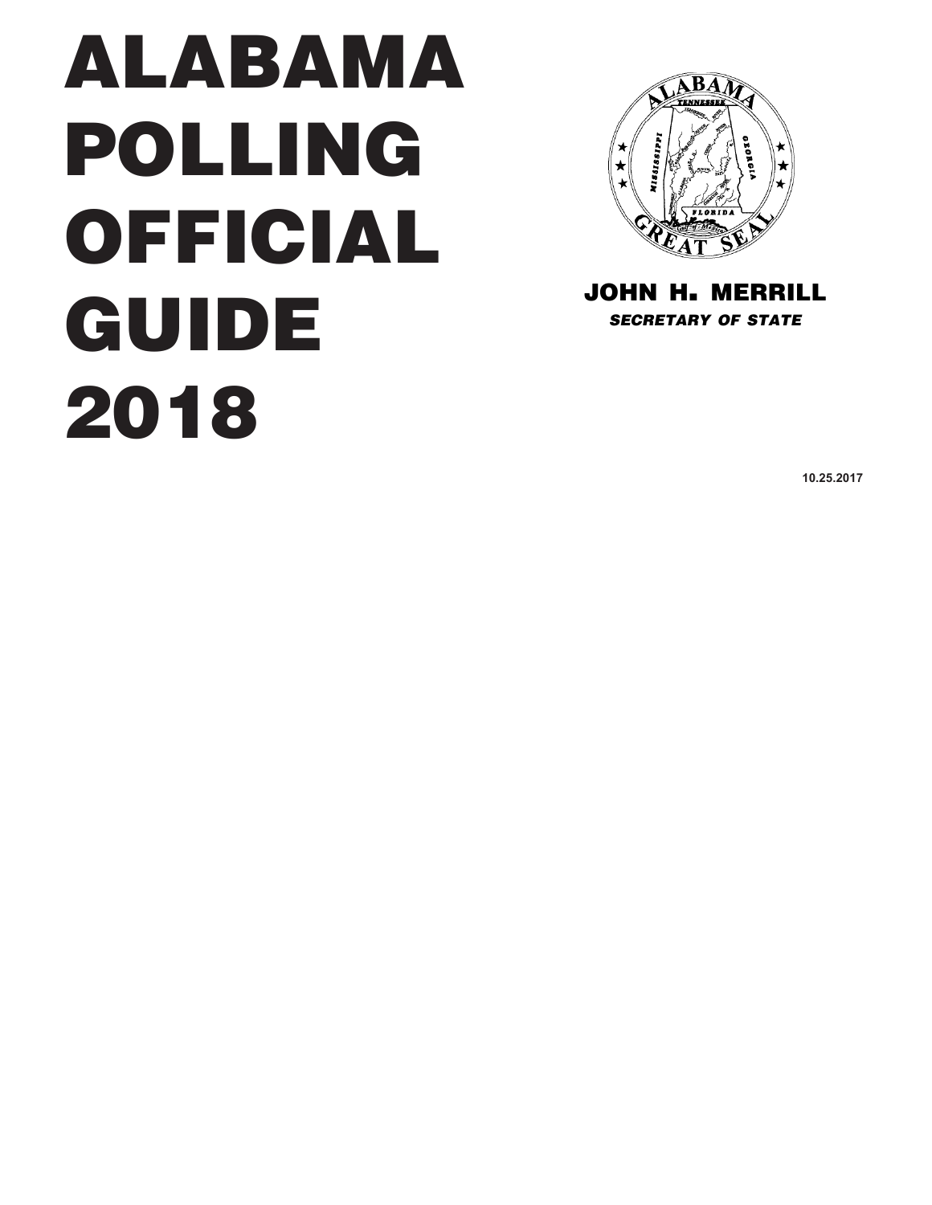# ALABAMA POLLING OFFICIAL GUIDE 2018

**JOHN H. MERRILL**

***SECRETARY OF STATE***

**10.25.2017**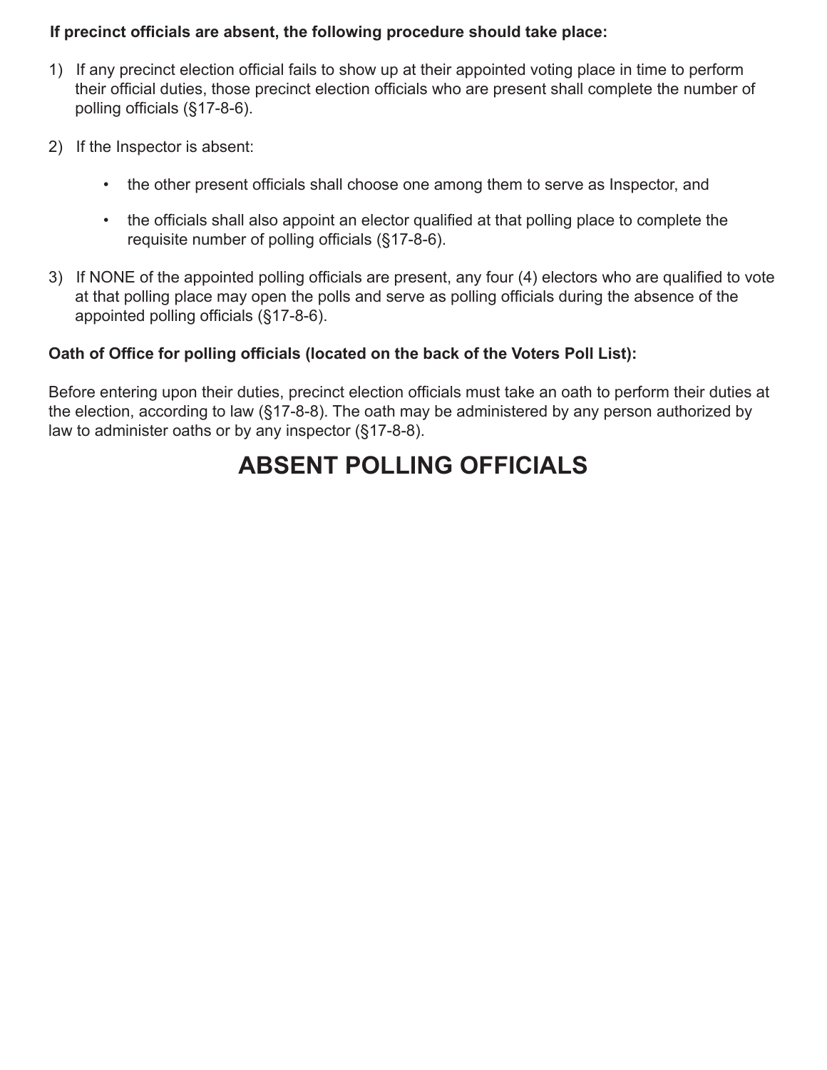**If precinct officials are absent, the following procedure should take place:**

1) If any precinct election official fails to show up at their appointed voting place in time to perform their official duties, those precinct election officials who are present shall complete the number of polling officials (§17-8-6).

2) If the Inspector is absent:

   - the other present officials shall choose one among them to serve as Inspector, and
   - the officials shall also appoint an elector qualified at that polling place to complete the requisite number of polling officials (§17-8-6).

3) If NONE of the appointed polling officials are present, any four (4) electors who are qualified to vote at that polling place may open the polls and serve as polling officials during the absence of the appointed polling officials (§17-8-6).

**Oath of Office for polling officials (located on the back of the Voters Poll List):**

Before entering upon their duties, precinct election officials must take an oath to perform their duties at the election, according to law (§17-8-8). The oath may be administered by any person authorized by law to administer oaths or by any inspector (§17-8-8).

# ABSENT POLLING OFFICIALS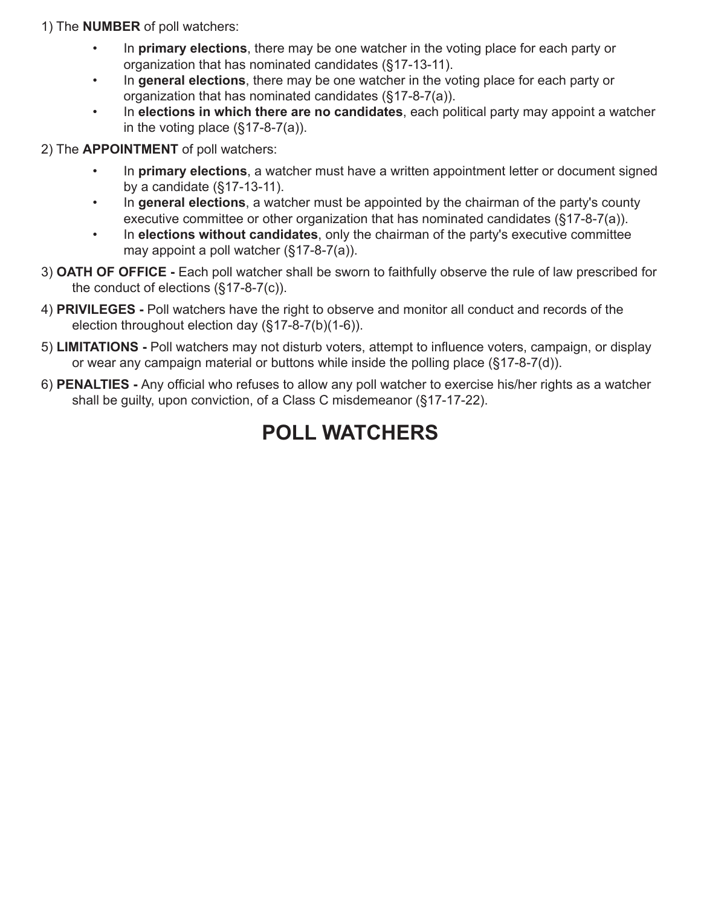1) The **NUMBER** of poll watchers:

- In **primary elections**, there may be one watcher in the voting place for each party or organization that has nominated candidates (§17-13-11).
- In **general elections**, there may be one watcher in the voting place for each party or organization that has nominated candidates (§17-8-7(a)).
- In **elections in which there are no candidates**, each political party may appoint a watcher in the voting place (§17-8-7(a)).

2) The **APPOINTMENT** of poll watchers:

- In **primary elections**, a watcher must have a written appointment letter or document signed by a candidate (§17-13-11).
- In **general elections**, a watcher must be appointed by the chairman of the party's county executive committee or other organization that has nominated candidates (§17-8-7(a)).
- In **elections without candidates**, only the chairman of the party's executive committee may appoint a poll watcher (§17-8-7(a)).

3) **OATH OF OFFICE -** Each poll watcher shall be sworn to faithfully observe the rule of law prescribed for the conduct of elections (§17-8-7(c)).

4) **PRIVILEGES -** Poll watchers have the right to observe and monitor all conduct and records of the election throughout election day (§17-8-7(b)(1-6)).

5) **LIMITATIONS -** Poll watchers may not disturb voters, attempt to influence voters, campaign, or display or wear any campaign material or buttons while inside the polling place (§17-8-7(d)).

6) **PENALTIES -** Any official who refuses to allow any poll watcher to exercise his/her rights as a watcher shall be guilty, upon conviction, of a Class C misdemeanor (§17-17-22).

# POLL WATCHERS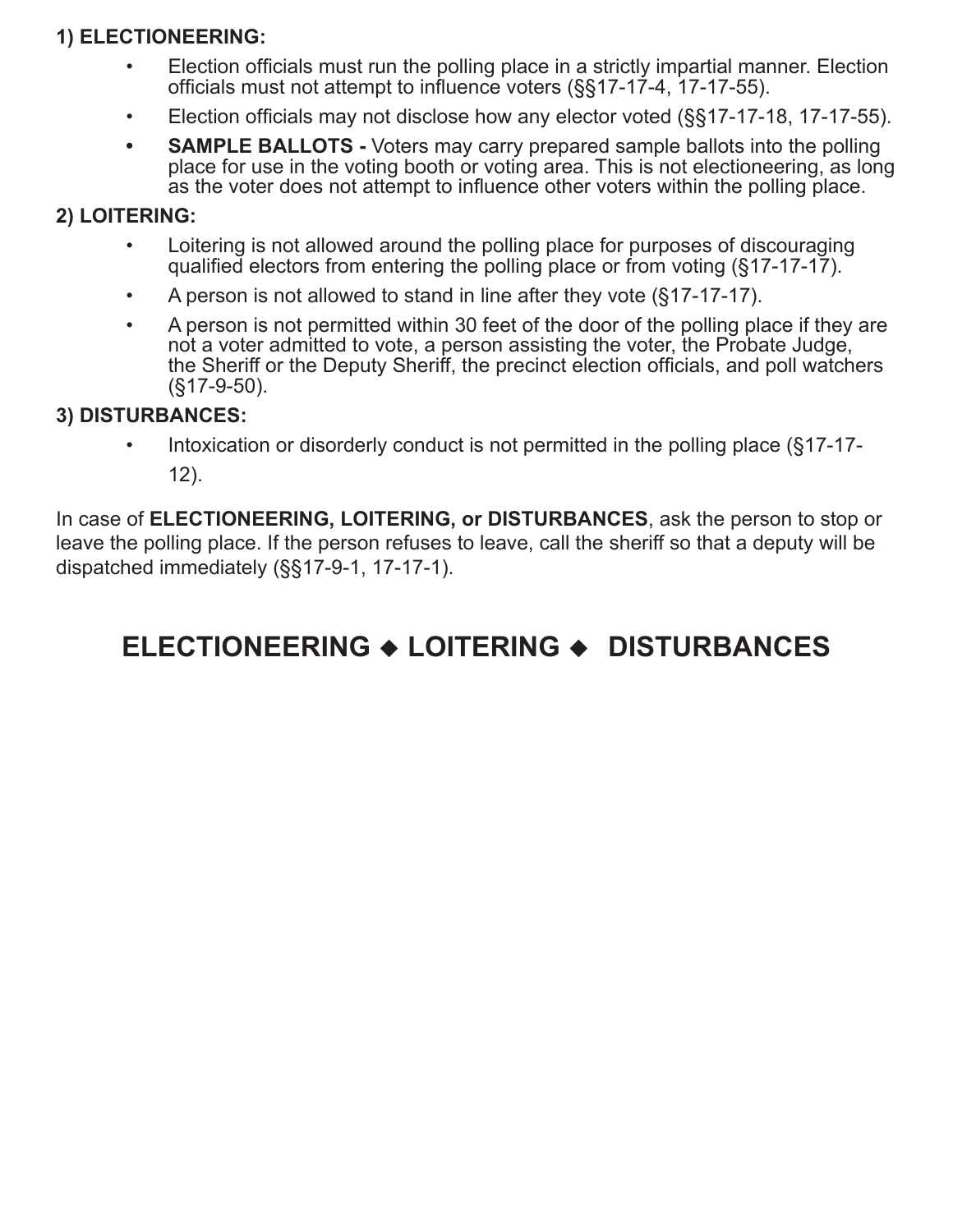**1) ELECTIONEERING:**

- Election officials must run the polling place in a strictly impartial manner. Election officials must not attempt to influence voters (§§17-17-4, 17-17-55).
- Election officials may not disclose how any elector voted (§§17-17-18, 17-17-55).
- **SAMPLE BALLOTS -** Voters may carry prepared sample ballots into the polling place for use in the voting booth or voting area. This is not electioneering, as long as the voter does not attempt to influence other voters within the polling place.

**2) LOITERING:**

- Loitering is not allowed around the polling place for purposes of discouraging qualified electors from entering the polling place or from voting (§17-17-17).
- A person is not allowed to stand in line after they vote (§17-17-17).
- A person is not permitted within 30 feet of the door of the polling place if they are not a voter admitted to vote, a person assisting the voter, the Probate Judge, the Sheriff or the Deputy Sheriff, the precinct election officials, and poll watchers (§17-9-50).

**3) DISTURBANCES:**

- Intoxication or disorderly conduct is not permitted in the polling place (§17-17-12).

In case of **ELECTIONEERING, LOITERING, or DISTURBANCES**, ask the person to stop or leave the polling place. If the person refuses to leave, call the sheriff so that a deputy will be dispatched immediately (§§17-9-1, 17-17-1).

## ELECTIONEERING ◆ LOITERING ◆ DISTURBANCES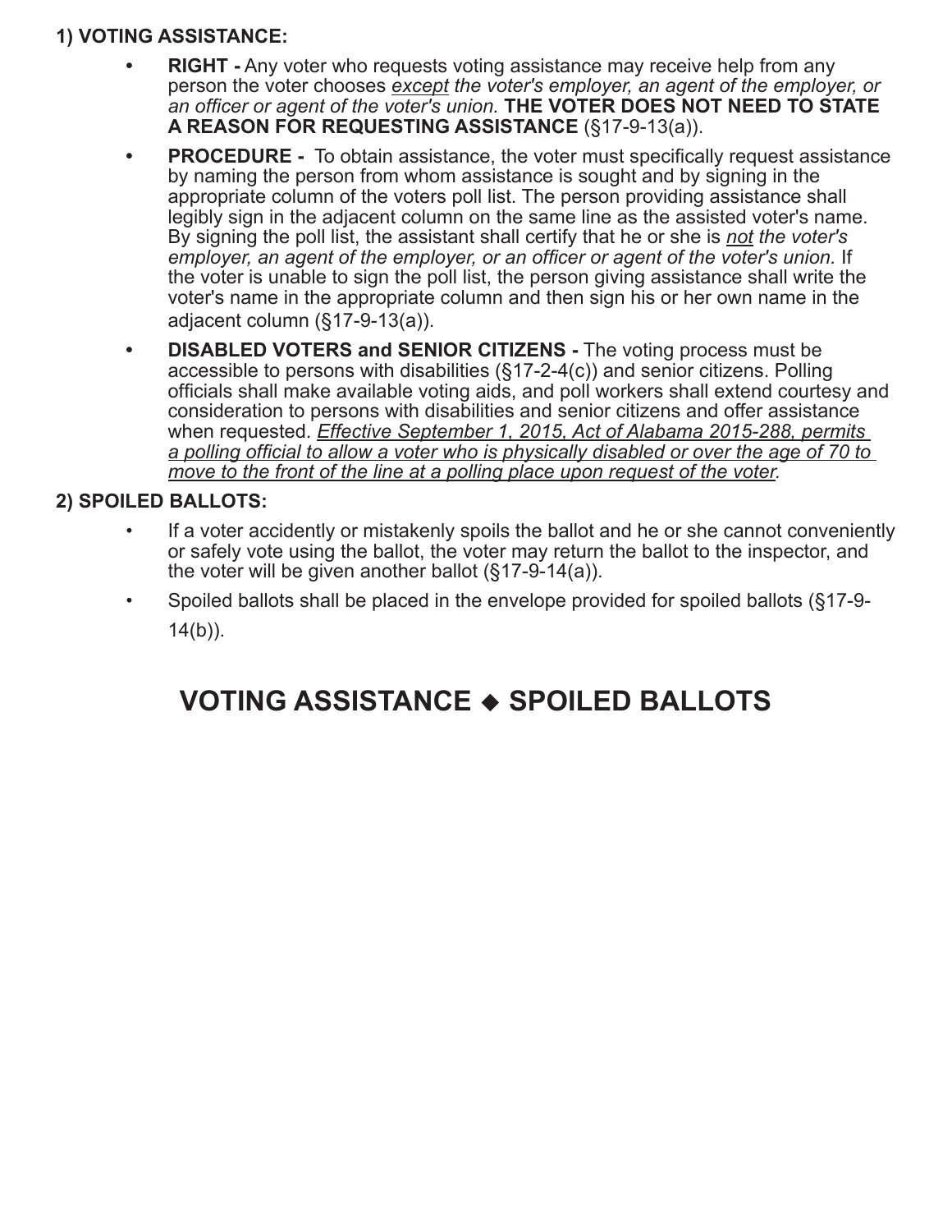**1) VOTING ASSISTANCE:**

- **RIGHT -** Any voter who requests voting assistance may receive help from any person the voter chooses *except the voter's employer, an agent of the employer, or an officer or agent of the voter's union.* **THE VOTER DOES NOT NEED TO STATE A REASON FOR REQUESTING ASSISTANCE** (§17-9-13(a)).
- **PROCEDURE -** To obtain assistance, the voter must specifically request assistance by naming the person from whom assistance is sought and by signing in the appropriate column of the voters poll list. The person providing assistance shall legibly sign in the adjacent column on the same line as the assisted voter's name. By signing the poll list, the assistant shall certify that he or she is *not the voter's employer, an agent of the employer, or an officer or agent of the voter's union.* If the voter is unable to sign the poll list, the person giving assistance shall write the voter's name in the appropriate column and then sign his or her own name in the adjacent column (§17-9-13(a)).
- **DISABLED VOTERS and SENIOR CITIZENS -** The voting process must be accessible to persons with disabilities (§17-2-4(c)) and senior citizens. Polling officials shall make available voting aids, and poll workers shall extend courtesy and consideration to persons with disabilities and senior citizens and offer assistance when requested. *Effective September 1, 2015, Act of Alabama 2015-288, permits a polling official to allow a voter who is physically disabled or over the age of 70 to move to the front of the line at a polling place upon request of the voter.*

**2) SPOILED BALLOTS:**

- If a voter accidently or mistakenly spoils the ballot and he or she cannot conveniently or safely vote using the ballot, the voter may return the ballot to the inspector, and the voter will be given another ballot (§17-9-14(a)).
- Spoiled ballots shall be placed in the envelope provided for spoiled ballots (§17-9-14(b)).

## VOTING ASSISTANCE ◆ SPOILED BALLOTS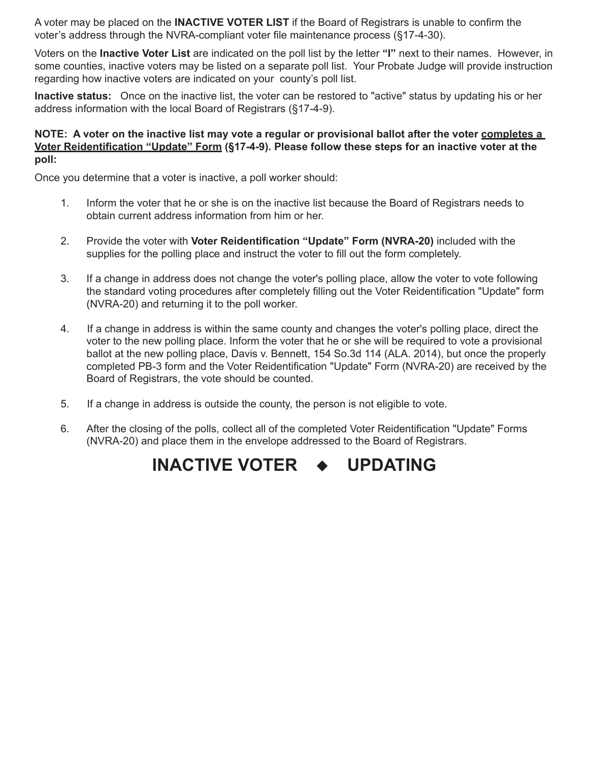A voter may be placed on the **INACTIVE VOTER LIST** if the Board of Registrars is unable to confirm the voter's address through the NVRA-compliant voter file maintenance process (§17-4-30).

Voters on the **Inactive Voter List** are indicated on the poll list by the letter **"I"** next to their names. However, in some counties, inactive voters may be listed on a separate poll list. Your Probate Judge will provide instruction regarding how inactive voters are indicated on your county's poll list.

**Inactive status:** Once on the inactive list, the voter can be restored to "active" status by updating his or her address information with the local Board of Registrars (§17-4-9).

**NOTE: A voter on the inactive list may vote a regular or provisional ballot after the voter <u>completes a Voter Reidentification "Update" Form</u> (§17-4-9). Please follow these steps for an inactive voter at the poll:**

Once you determine that a voter is inactive, a poll worker should:

1. Inform the voter that he or she is on the inactive list because the Board of Registrars needs to obtain current address information from him or her.

2. Provide the voter with **Voter Reidentification "Update" Form (NVRA-20)** included with the supplies for the polling place and instruct the voter to fill out the form completely.

3. If a change in address does not change the voter's polling place, allow the voter to vote following the standard voting procedures after completely filling out the Voter Reidentification "Update" form (NVRA-20) and returning it to the poll worker.

4. If a change in address is within the same county and changes the voter's polling place, direct the voter to the new polling place. Inform the voter that he or she will be required to vote a provisional ballot at the new polling place, Davis v. Bennett, 154 So.3d 114 (ALA. 2014), but once the properly completed PB-3 form and the Voter Reidentification "Update" Form (NVRA-20) are received by the Board of Registrars, the vote should be counted.

5. If a change in address is outside the county, the person is not eligible to vote.

6. After the closing of the polls, collect all of the completed Voter Reidentification "Update" Forms (NVRA-20) and place them in the envelope addressed to the Board of Registrars.

# INACTIVE VOTER ◆ UPDATING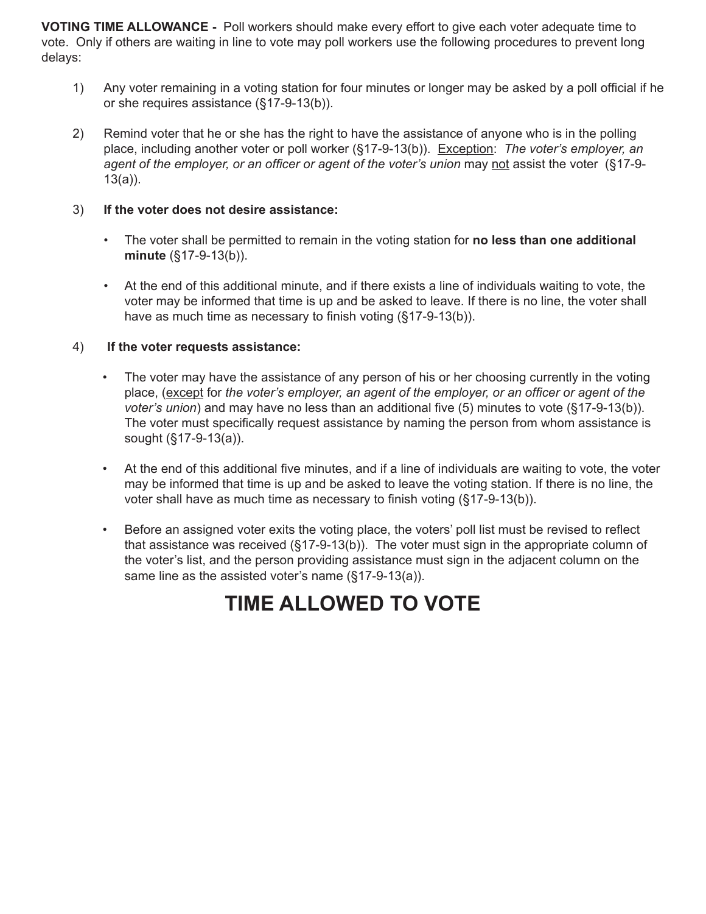**VOTING TIME ALLOWANCE -** Poll workers should make every effort to give each voter adequate time to vote. Only if others are waiting in line to vote may poll workers use the following procedures to prevent long delays:

1) Any voter remaining in a voting station for four minutes or longer may be asked by a poll official if he or she requires assistance (§17-9-13(b)).

2) Remind voter that he or she has the right to have the assistance of anyone who is in the polling place, including another voter or poll worker (§17-9-13(b)). Exception: *The voter's employer, an agent of the employer, or an officer or agent of the voter's union* may not assist the voter (§17-9-13(a)).

3) **If the voter does not desire assistance:**

   - The voter shall be permitted to remain in the voting station for **no less than one additional minute** (§17-9-13(b)).
   - At the end of this additional minute, and if there exists a line of individuals waiting to vote, the voter may be informed that time is up and be asked to leave. If there is no line, the voter shall have as much time as necessary to finish voting (§17-9-13(b)).

4) **If the voter requests assistance:**

   - The voter may have the assistance of any person of his or her choosing currently in the voting place, (except for *the voter's employer, an agent of the employer, or an officer or agent of the voter's union*) and may have no less than an additional five (5) minutes to vote (§17-9-13(b)). The voter must specifically request assistance by naming the person from whom assistance is sought (§17-9-13(a)).
   - At the end of this additional five minutes, and if a line of individuals are waiting to vote, the voter may be informed that time is up and be asked to leave the voting station. If there is no line, the voter shall have as much time as necessary to finish voting (§17-9-13(b)).
   - Before an assigned voter exits the voting place, the voters' poll list must be revised to reflect that assistance was received (§17-9-13(b)). The voter must sign in the appropriate column of the voter's list, and the person providing assistance must sign in the adjacent column on the same line as the assisted voter's name (§17-9-13(a)).

# TIME ALLOWED TO VOTE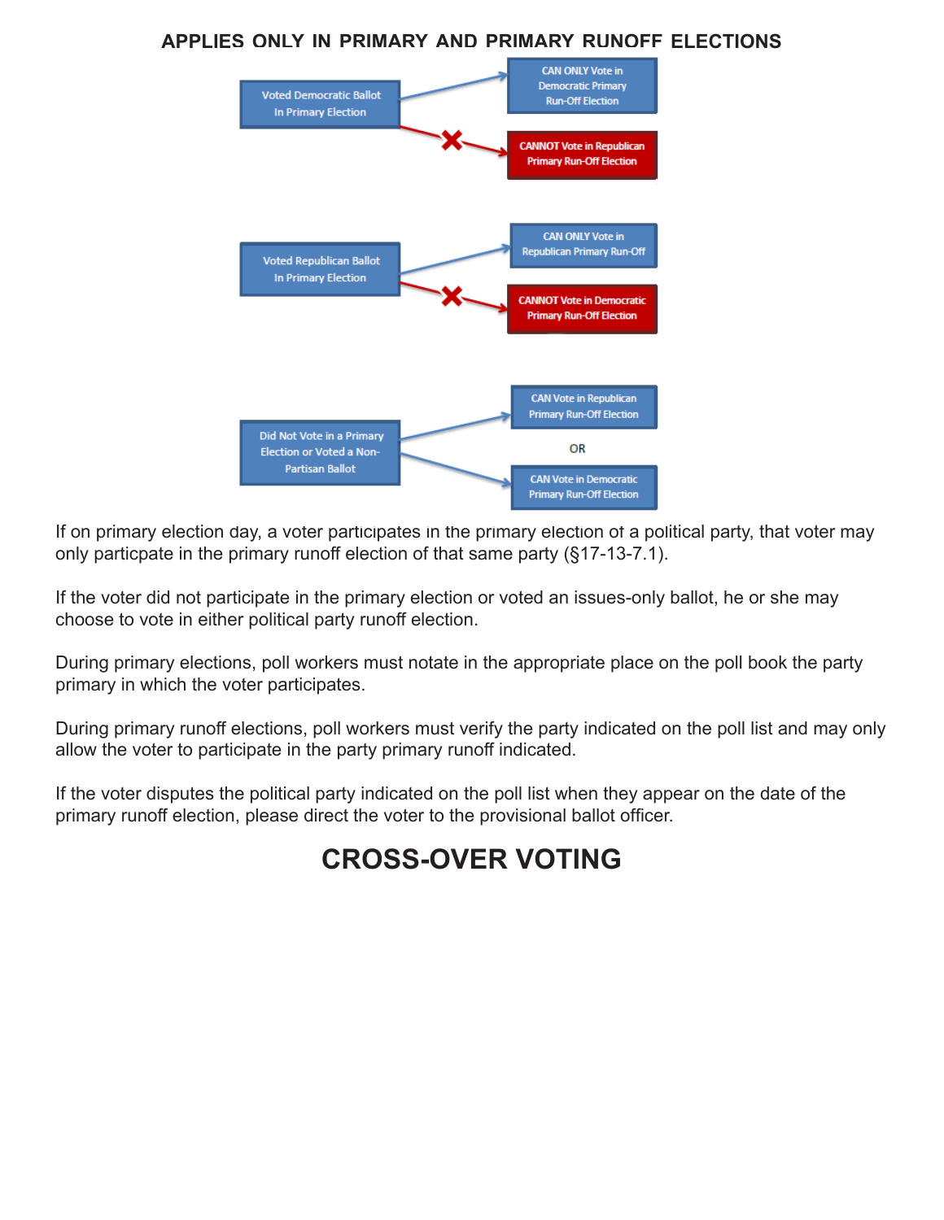**APPLIES ONLY IN PRIMARY AND PRIMARY RUNOFF ELECTIONS**

| Primary Election | Allowed | Not Allowed |
| --- | --- | --- |
| Voted Democratic Ballot In Primary Election | CAN ONLY Vote in Democratic Primary Run-Off Election | CANNOT Vote in Republican Primary Run-Off Election |
| Voted Republican Ballot In Primary Election | CAN ONLY Vote in Republican Primary Run-Off | CANNOT Vote in Democratic Primary Run-Off Election |
| Did Not Vote in a Primary Election or Voted a Non-Partisan Ballot | CAN Vote in Republican Primary Run-Off Election OR CAN Vote in Democratic Primary Run-Off Election | |

If on primary election day, a voter participates in the primary election of a political party, that voter may only particpate in the primary runoff election of that same party (§17-13-7.1).

If the voter did not participate in the primary election or voted an issues-only ballot, he or she may choose to vote in either political party runoff election.

During primary elections, poll workers must notate in the appropriate place on the poll book the party primary in which the voter participates.

During primary runoff elections, poll workers must verify the party indicated on the poll list and may only allow the voter to participate in the party primary runoff indicated.

If the voter disputes the political party indicated on the poll list when they appear on the date of the primary runoff election, please direct the voter to the provisional ballot officer.

# CROSS-OVER VOTING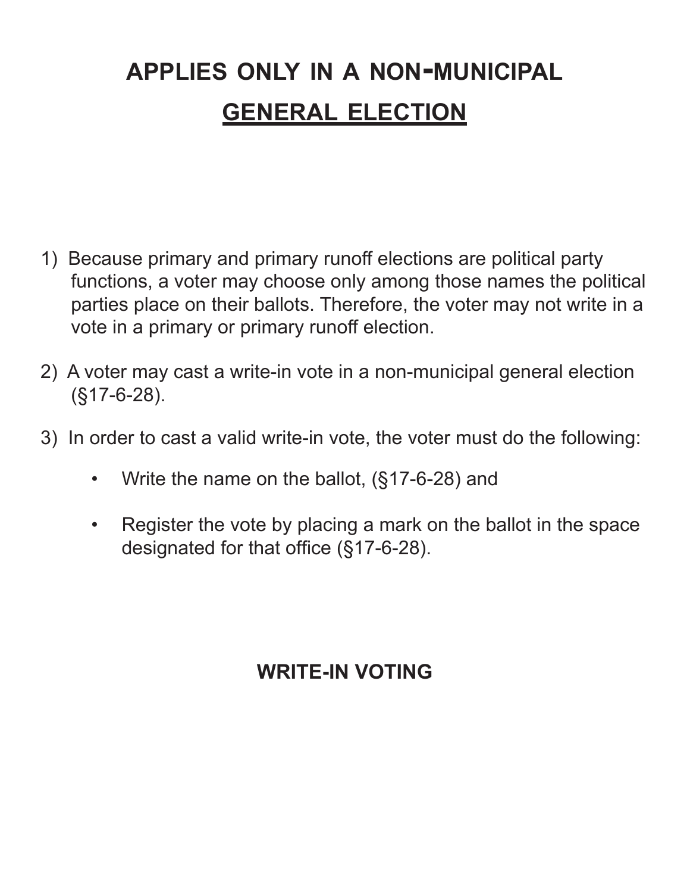# APPLIES ONLY IN A NON-MUNICIPAL

## GENERAL ELECTION

1) Because primary and primary runoff elections are political party functions, a voter may choose only among those names the political parties place on their ballots. Therefore, the voter may not write in a vote in a primary or primary runoff election.

2) A voter may cast a write-in vote in a non-municipal general election (§17-6-28).

3) In order to cast a valid write-in vote, the voter must do the following:

   - Write the name on the ballot, (§17-6-28) and

   - Register the vote by placing a mark on the ballot in the space designated for that office (§17-6-28).

**WRITE-IN VOTING**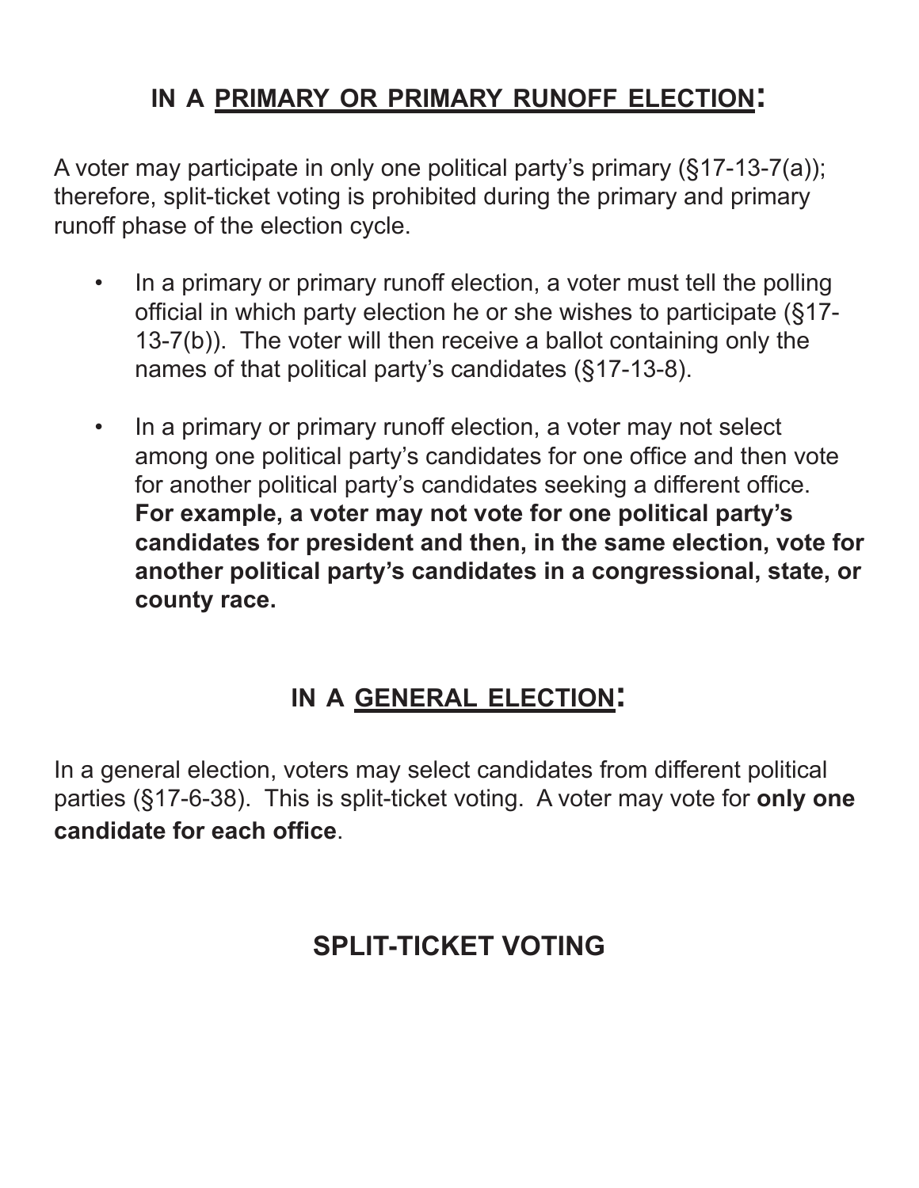## IN A PRIMARY OR PRIMARY RUNOFF ELECTION:

A voter may participate in only one political party's primary (§17-13-7(a)); therefore, split-ticket voting is prohibited during the primary and primary runoff phase of the election cycle.

- In a primary or primary runoff election, a voter must tell the polling official in which party election he or she wishes to participate (§17-13-7(b)). The voter will then receive a ballot containing only the names of that political party's candidates (§17-13-8).
- In a primary or primary runoff election, a voter may not select among one political party's candidates for one office and then vote for another political party's candidates seeking a different office. **For example, a voter may not vote for one political party's candidates for president and then, in the same election, vote for another political party's candidates in a congressional, state, or county race.**

## IN A GENERAL ELECTION:

In a general election, voters may select candidates from different political parties (§17-6-38). This is split-ticket voting. A voter may vote for **only one candidate for each office**.

## SPLIT-TICKET VOTING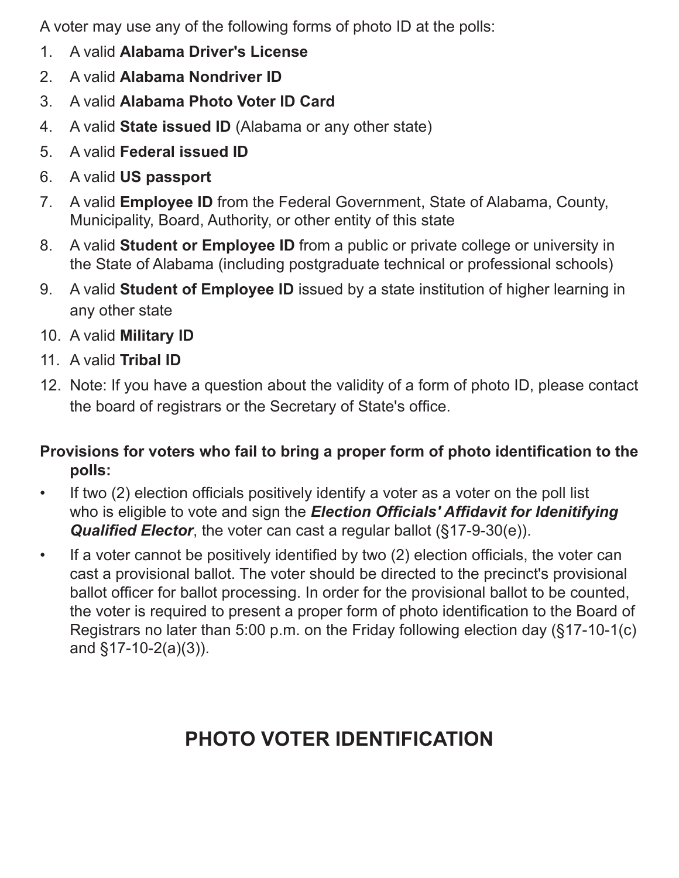A voter may use any of the following forms of photo ID at the polls:

1. A valid **Alabama Driver's License**
2. A valid **Alabama Nondriver ID**
3. A valid **Alabama Photo Voter ID Card**
4. A valid **State issued ID** (Alabama or any other state)
5. A valid **Federal issued ID**
6. A valid **US passport**
7. A valid **Employee ID** from the Federal Government, State of Alabama, County, Municipality, Board, Authority, or other entity of this state
8. A valid **Student or Employee ID** from a public or private college or university in the State of Alabama (including postgraduate technical or professional schools)
9. A valid **Student of Employee ID** issued by a state institution of higher learning in any other state
10. A valid **Military ID**
11. A valid **Tribal ID**
12. Note: If you have a question about the validity of a form of photo ID, please contact the board of registrars or the Secretary of State's office.

**Provisions for voters who fail to bring a proper form of photo identification to the polls:**

- If two (2) election officials positively identify a voter as a voter on the poll list who is eligible to vote and sign the ***Election Officials' Affidavit for Idenitifying Qualified Elector***, the voter can cast a regular ballot (§17-9-30(e)).
- If a voter cannot be positively identified by two (2) election officials, the voter can cast a provisional ballot. The voter should be directed to the precinct's provisional ballot officer for ballot processing. In order for the provisional ballot to be counted, the voter is required to present a proper form of photo identification to the Board of Registrars no later than 5:00 p.m. on the Friday following election day (§17-10-1(c) and §17-10-2(a)(3)).

## PHOTO VOTER IDENTIFICATION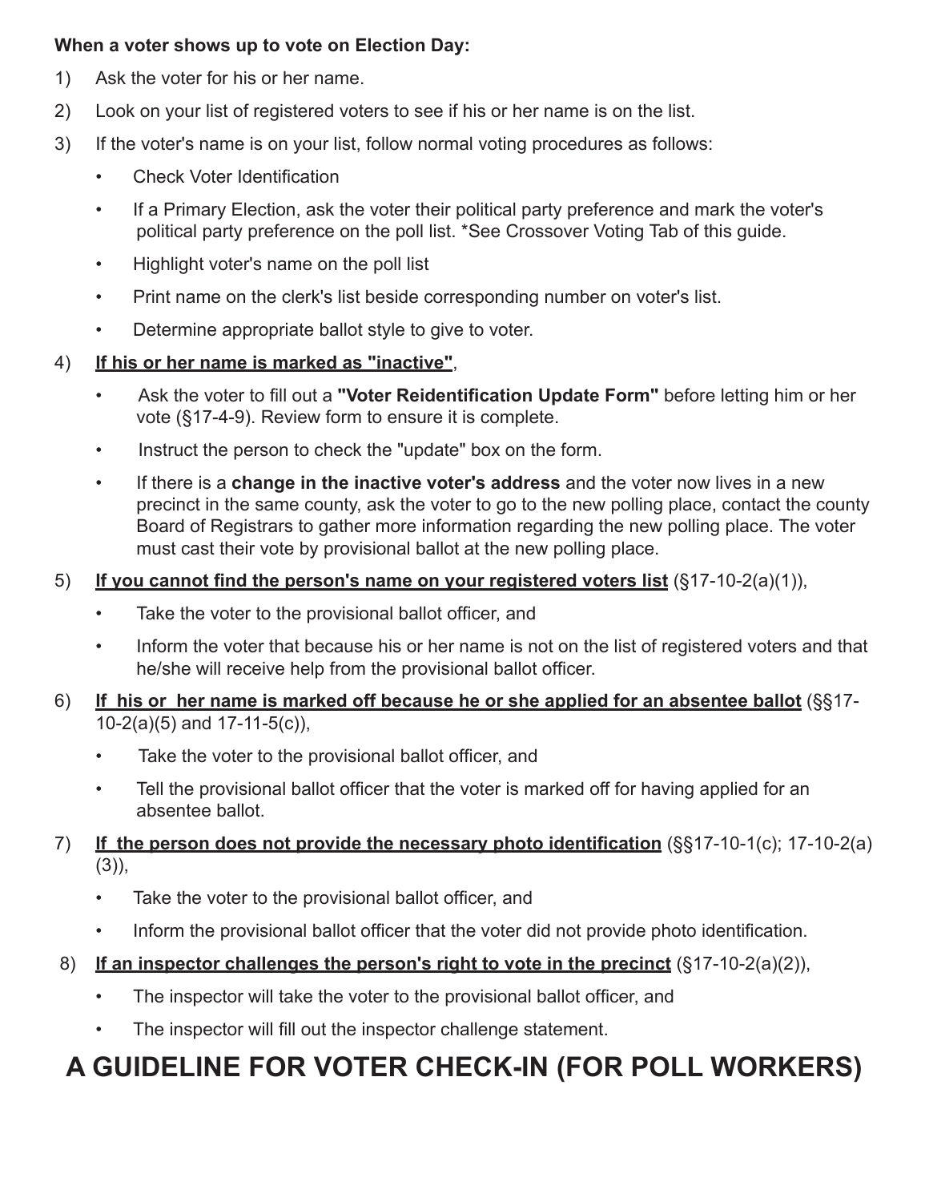**When a voter shows up to vote on Election Day:**

1) Ask the voter for his or her name.
2) Look on your list of registered voters to see if his or her name is on the list.
3) If the voter's name is on your list, follow normal voting procedures as follows:
   - Check Voter Identification
   - If a Primary Election, ask the voter their political party preference and mark the voter's political party preference on the poll list. *See Crossover Voting Tab of this guide.
   - Highlight voter's name on the poll list
   - Print name on the clerk's list beside corresponding number on voter's list.
   - Determine appropriate ballot style to give to voter.
4) **If his or her name is marked as "inactive"**,
   - Ask the voter to fill out a **"Voter Reidentification Update Form"** before letting him or her vote (§17-4-9). Review form to ensure it is complete.
   - Instruct the person to check the "update" box on the form.
   - If there is a **change in the inactive voter's address** and the voter now lives in a new precinct in the same county, ask the voter to go to the new polling place, contact the county Board of Registrars to gather more information regarding the new polling place. The voter must cast their vote by provisional ballot at the new polling place.
5) **If you cannot find the person's name on your registered voters list** (§17-10-2(a)(1)),
   - Take the voter to the provisional ballot officer, and
   - Inform the voter that because his or her name is not on the list of registered voters and that he/she will receive help from the provisional ballot officer.
6) **If his or her name is marked off because he or she applied for an absentee ballot** (§§17-10-2(a)(5) and 17-11-5(c)),
   - Take the voter to the provisional ballot officer, and
   - Tell the provisional ballot officer that the voter is marked off for having applied for an absentee ballot.
7) **If the person does not provide the necessary photo identification** (§§17-10-1(c); 17-10-2(a)(3)),
   - Take the voter to the provisional ballot officer, and
   - Inform the provisional ballot officer that the voter did not provide photo identification.
8) **If an inspector challenges the person's right to vote in the precinct** (§17-10-2(a)(2)),
   - The inspector will take the voter to the provisional ballot officer, and
   - The inspector will fill out the inspector challenge statement.

# A GUIDELINE FOR VOTER CHECK-IN (FOR POLL WORKERS)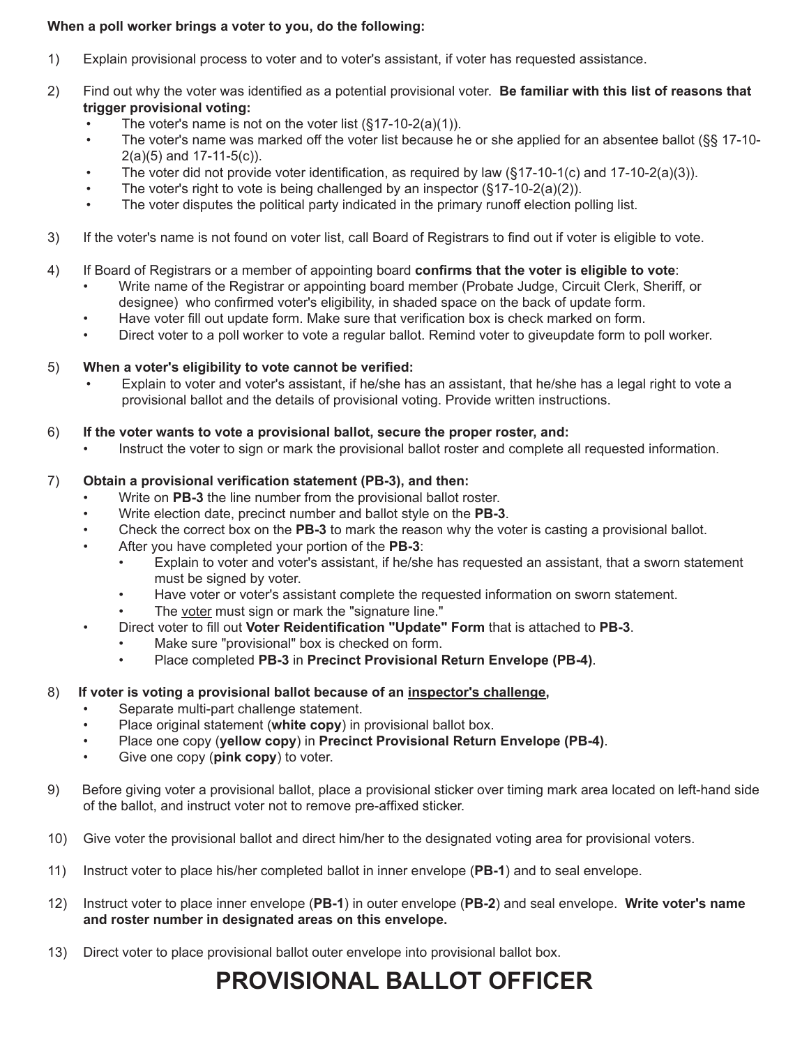**When a poll worker brings a voter to you, do the following:**

1) Explain provisional process to voter and to voter's assistant, if voter has requested assistance.

2) Find out why the voter was identified as a potential provisional voter. **Be familiar with this list of reasons that trigger provisional voting:**
   - The voter's name is not on the voter list (§17-10-2(a)(1)).
   - The voter's name was marked off the voter list because he or she applied for an absentee ballot (§§ 17-10-2(a)(5) and 17-11-5(c)).
   - The voter did not provide voter identification, as required by law (§17-10-1(c) and 17-10-2(a)(3)).
   - The voter's right to vote is being challenged by an inspector (§17-10-2(a)(2)).
   - The voter disputes the political party indicated in the primary runoff election polling list.

3) If the voter's name is not found on voter list, call Board of Registrars to find out if voter is eligible to vote.

4) If Board of Registrars or a member of appointing board **confirms that the voter is eligible to vote**:
   - Write name of the Registrar or appointing board member (Probate Judge, Circuit Clerk, Sheriff, or designee) who confirmed voter's eligibility, in shaded space on the back of update form.
   - Have voter fill out update form. Make sure that verification box is check marked on form.
   - Direct voter to a poll worker to vote a regular ballot. Remind voter to giveupdate form to poll worker.

5) **When a voter's eligibility to vote cannot be verified:**
   - Explain to voter and voter's assistant, if he/she has an assistant, that he/she has a legal right to vote a provisional ballot and the details of provisional voting. Provide written instructions.

6) **If the voter wants to vote a provisional ballot, secure the proper roster, and:**
   - Instruct the voter to sign or mark the provisional ballot roster and complete all requested information.

7) **Obtain a provisional verification statement (PB-3), and then:**
   - Write on **PB-3** the line number from the provisional ballot roster.
   - Write election date, precinct number and ballot style on the **PB-3**.
   - Check the correct box on the **PB-3** to mark the reason why the voter is casting a provisional ballot.
   - After you have completed your portion of the **PB-3**:
     - Explain to voter and voter's assistant, if he/she has requested an assistant, that a sworn statement must be signed by voter.
     - Have voter or voter's assistant complete the requested information on sworn statement.
     - The <u>voter</u> must sign or mark the "signature line."
   - Direct voter to fill out **Voter Reidentification "Update" Form** that is attached to **PB-3**.
     - Make sure "provisional" box is checked on form.
     - Place completed **PB-3** in **Precinct Provisional Return Envelope (PB-4)**.

8) **If voter is voting a provisional ballot because of an <u>inspector's challenge</u>,**
   - Separate multi-part challenge statement.
   - Place original statement (**white copy**) in provisional ballot box.
   - Place one copy (**yellow copy**) in **Precinct Provisional Return Envelope (PB-4)**.
   - Give one copy (**pink copy**) to voter.

9) Before giving voter a provisional ballot, place a provisional sticker over timing mark area located on left-hand side of the ballot, and instruct voter not to remove pre-affixed sticker.

10) Give voter the provisional ballot and direct him/her to the designated voting area for provisional voters.

11) Instruct voter to place his/her completed ballot in inner envelope (**PB-1**) and to seal envelope.

12) Instruct voter to place inner envelope (**PB-1**) in outer envelope (**PB-2**) and seal envelope. **Write voter's name and roster number in designated areas on this envelope.**

13) Direct voter to place provisional ballot outer envelope into provisional ballot box.

# PROVISIONAL BALLOT OFFICER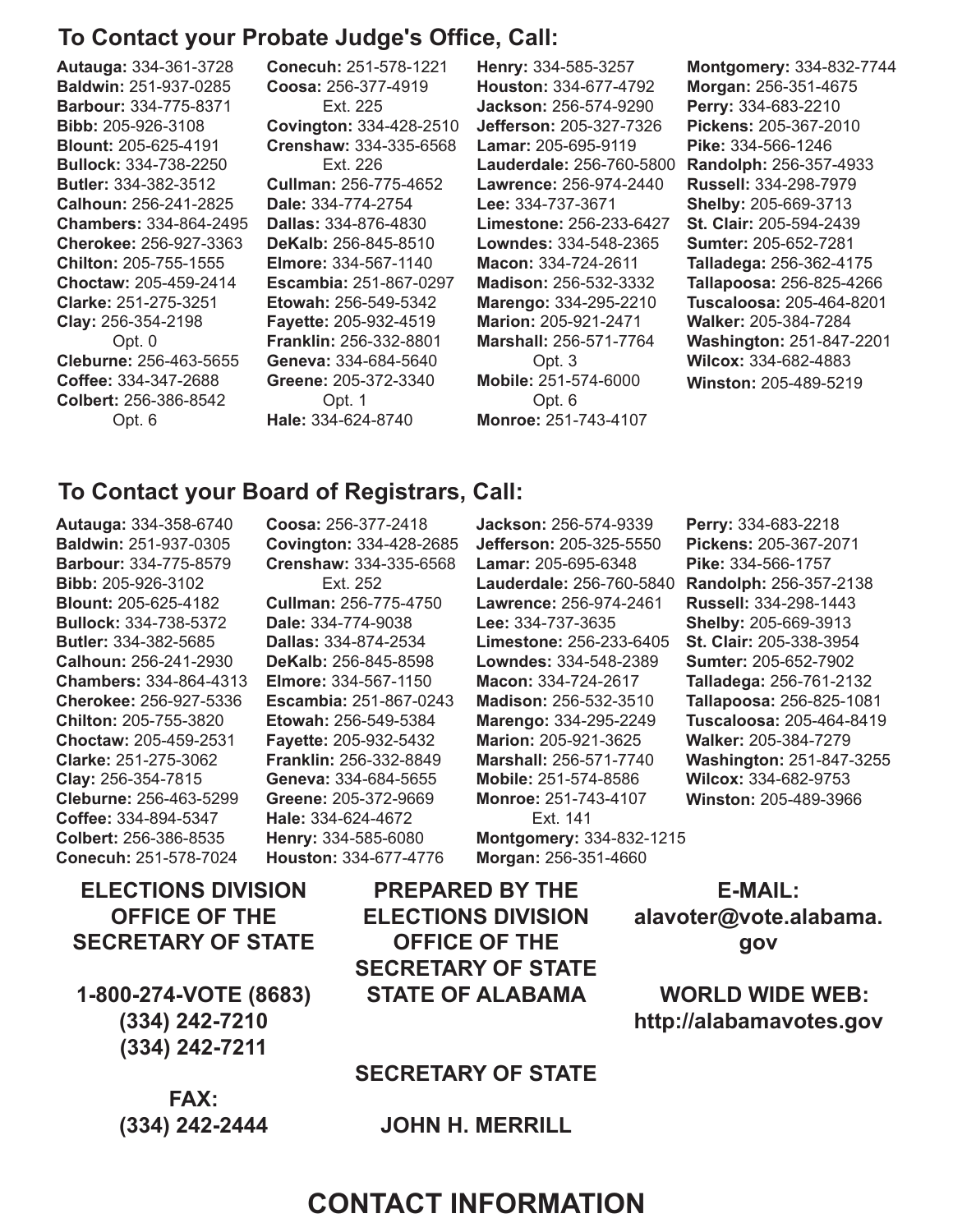## To Contact your Probate Judge's Office, Call:

**Autauga:** 334-361-3728
**Baldwin:** 251-937-0285
**Barbour:** 334-775-8371
**Bibb:** 205-926-3108
**Blount:** 205-625-4191
**Bullock:** 334-738-2250
**Butler:** 334-382-3512
**Calhoun:** 256-241-2825
**Chambers:** 334-864-2495
**Cherokee:** 256-927-3363
**Chilton:** 205-755-1555
**Choctaw:** 205-459-2414
**Clarke:** 251-275-3251
**Clay:** 256-354-2198 Opt. 0
**Cleburne:** 256-463-5655
**Coffee:** 334-347-2688
**Colbert:** 256-386-8542 Opt. 6
**Conecuh:** 251-578-1221
**Coosa:** 256-377-4919 Ext. 225
**Covington:** 334-428-2510
**Crenshaw:** 334-335-6568 Ext. 226
**Cullman:** 256-775-4652
**Dale:** 334-774-2754
**Dallas:** 334-876-4830
**DeKalb:** 256-845-8510
**Elmore:** 334-567-1140
**Escambia:** 251-867-0297
**Etowah:** 256-549-5342
**Fayette:** 205-932-4519
**Franklin:** 256-332-8801
**Geneva:** 334-684-5640
**Greene:** 205-372-3340 Opt. 1
**Hale:** 334-624-8740
**Henry:** 334-585-3257
**Houston:** 334-677-4792
**Jackson:** 256-574-9290
**Jefferson:** 205-327-7326
**Lamar:** 205-695-9119
**Lauderdale:** 256-760-5800
**Lawrence:** 256-974-2440
**Lee:** 334-737-3671
**Limestone:** 256-233-6427
**Lowndes:** 334-548-2365
**Macon:** 334-724-2611
**Madison:** 256-532-3332
**Marengo:** 334-295-2210
**Marion:** 205-921-2471
**Marshall:** 256-571-7764 Opt. 3
**Mobile:** 251-574-6000 Opt. 6
**Monroe:** 251-743-4107
**Montgomery:** 334-832-7744
**Morgan:** 256-351-4675
**Perry:** 334-683-2210
**Pickens:** 205-367-2010
**Pike:** 334-566-1246
**Randolph:** 256-357-4933
**Russell:** 334-298-7979
**Shelby:** 205-669-3713
**St. Clair:** 205-594-2439
**Sumter:** 205-652-7281
**Talladega:** 256-362-4175
**Tallapoosa:** 256-825-4266
**Tuscaloosa:** 205-464-8201
**Walker:** 205-384-7284
**Washington:** 251-847-2201
**Wilcox:** 334-682-4883
**Winston:** 205-489-5219

## To Contact your Board of Registrars, Call:

**Autauga:** 334-358-6740
**Baldwin:** 251-937-0305
**Barbour:** 334-775-8579
**Bibb:** 205-926-3102
**Blount:** 205-625-4182
**Bullock:** 334-738-5372
**Butler:** 334-382-5685
**Calhoun:** 256-241-2930
**Chambers:** 334-864-4313
**Cherokee:** 256-927-5336
**Chilton:** 205-755-3820
**Choctaw:** 205-459-2531
**Clarke:** 251-275-3062
**Clay:** 256-354-7815
**Cleburne:** 256-463-5299
**Coffee:** 334-894-5347
**Colbert:** 256-386-8535
**Conecuh:** 251-578-7024
**Coosa:** 256-377-2418
**Covington:** 334-428-2685
**Crenshaw:** 334-335-6568 Ext. 252
**Cullman:** 256-775-4750
**Dale:** 334-774-9038
**Dallas:** 334-874-2534
**DeKalb:** 256-845-8598
**Elmore:** 334-567-1150
**Escambia:** 251-867-0243
**Etowah:** 256-549-5384
**Fayette:** 205-932-5432
**Franklin:** 256-332-8849
**Geneva:** 334-684-5655
**Greene:** 205-372-9669
**Hale:** 334-624-4672
**Henry:** 334-585-6080
**Houston:** 334-677-4776
**Jackson:** 256-574-9339
**Jefferson:** 205-325-5550
**Lamar:** 205-695-6348
**Lauderdale:** 256-760-5840
**Lawrence:** 256-974-2461
**Lee:** 334-737-3635
**Limestone:** 256-233-6405
**Lowndes:** 334-548-2389
**Macon:** 334-724-2617
**Madison:** 256-532-3510
**Marengo:** 334-295-2249
**Marion:** 205-921-3625
**Marshall:** 256-571-7740
**Mobile:** 251-574-8586
**Monroe:** 251-743-4107 Ext. 141
**Montgomery:** 334-832-1215
**Morgan:** 256-351-4660
**Perry:** 334-683-2218
**Pickens:** 205-367-2071
**Pike:** 334-566-1757
**Randolph:** 256-357-2138
**Russell:** 334-298-1443
**Shelby:** 205-669-3913
**St. Clair:** 205-338-3954
**Sumter:** 205-652-7902
**Talladega:** 256-761-2132
**Tallapoosa:** 256-825-1081
**Tuscaloosa:** 205-464-8419
**Walker:** 205-384-7279
**Washington:** 251-847-3255
**Wilcox:** 334-682-9753
**Winston:** 205-489-3966

**ELECTIONS DIVISION**
**OFFICE OF THE SECRETARY OF STATE**

**1-800-274-VOTE (8683)**
**(334) 242-7210**
**(334) 242-7211**

**FAX:**
**(334) 242-2444**

**PREPARED BY THE ELECTIONS DIVISION OFFICE OF THE SECRETARY OF STATE STATE OF ALABAMA**

**SECRETARY OF STATE**

**JOHN H. MERRILL**

**E-MAIL:**
**alavoter@vote.alabama.gov**

**WORLD WIDE WEB:**
**http://alabamavotes.gov**

# CONTACT INFORMATION